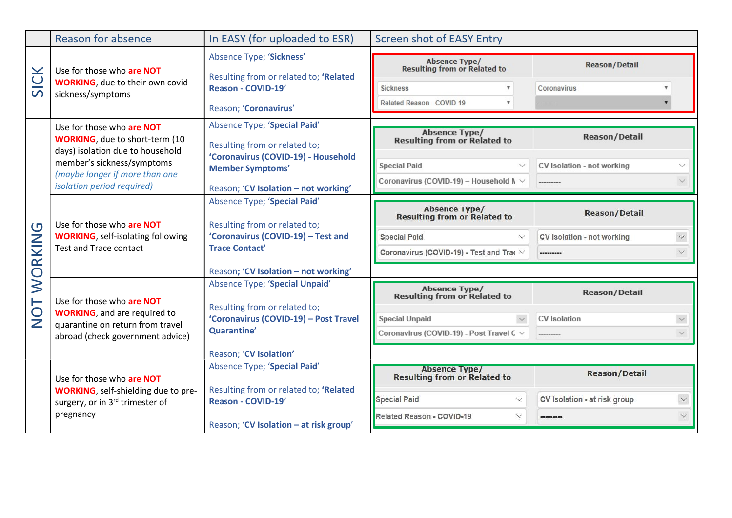| | Reason for absence | In EASY (for uploaded to ESR) | Screen shot of EASY Entry |
|---|---|---|---|
| SICK | Use for those who **are NOT WORKING**, due to their own covid sickness/symptoms | Absence Type; '**Sickness**'<br><br>Resulting from or related to; **'Related Reason - COVID-19'**<br><br>Reason; '**Coronavirus**' | Absence Type/ Resulting from or Related to: Sickness; Related Reason - COVID-19<br>Reason/Detail: Coronavirus; --------- |
| NOT WORKING | Use for those who **are NOT WORKING**, due to short-term (10 days) isolation due to household member's sickness/symptoms *(maybe longer if more than one isolation period required)* | Absence Type; '**Special Paid**'<br><br>Resulting from or related to; **'Coronavirus (COVID-19) - Household Member Symptoms'**<br><br>Reason; **'CV Isolation – not working'** | Absence Type/ Resulting from or Related to: Special Paid; Coronavirus (COVID-19) – Household M<br>Reason/Detail: CV Isolation - not working; --------- |
| | Use for those who **are NOT WORKING**, self-isolating following Test and Trace contact | Absence Type; '**Special Paid**'<br><br>Resulting from or related to; **'Coronavirus (COVID-19) – Test and Trace Contact'**<br><br>Reason**; 'CV Isolation – not working'** | Absence Type/ Resulting from or Related to: Special Paid; Coronavirus (COVID-19) - Test and Tra<br>Reason/Detail: CV Isolation - not working; --------- |
| | Use for those who **are NOT WORKING**, and are required to quarantine on return from travel abroad (check government advice) | Absence Type; '**Special Unpaid**'<br><br>Resulting from or related to; **'Coronavirus (COVID-19) – Post Travel Quarantine'**<br><br>Reason; '**CV Isolation'** | Absence Type/ Resulting from or Related to: Special Unpaid; Coronavirus (COVID-19) - Post Travel C<br>Reason/Detail: CV Isolation; --------- |
| | Use for those who **are NOT WORKING**, self-shielding due to pre-surgery, or in 3[rd] trimester of pregnancy | Absence Type; '**Special Paid**'<br><br>Resulting from or related to; **'Related Reason - COVID-19'**<br><br>Reason; '**CV Isolation – at risk group**' | Absence Type/ Resulting from or Related to: Special Paid; Related Reason - COVID-19<br>Reason/Detail: CV Isolation - at risk group; --------- |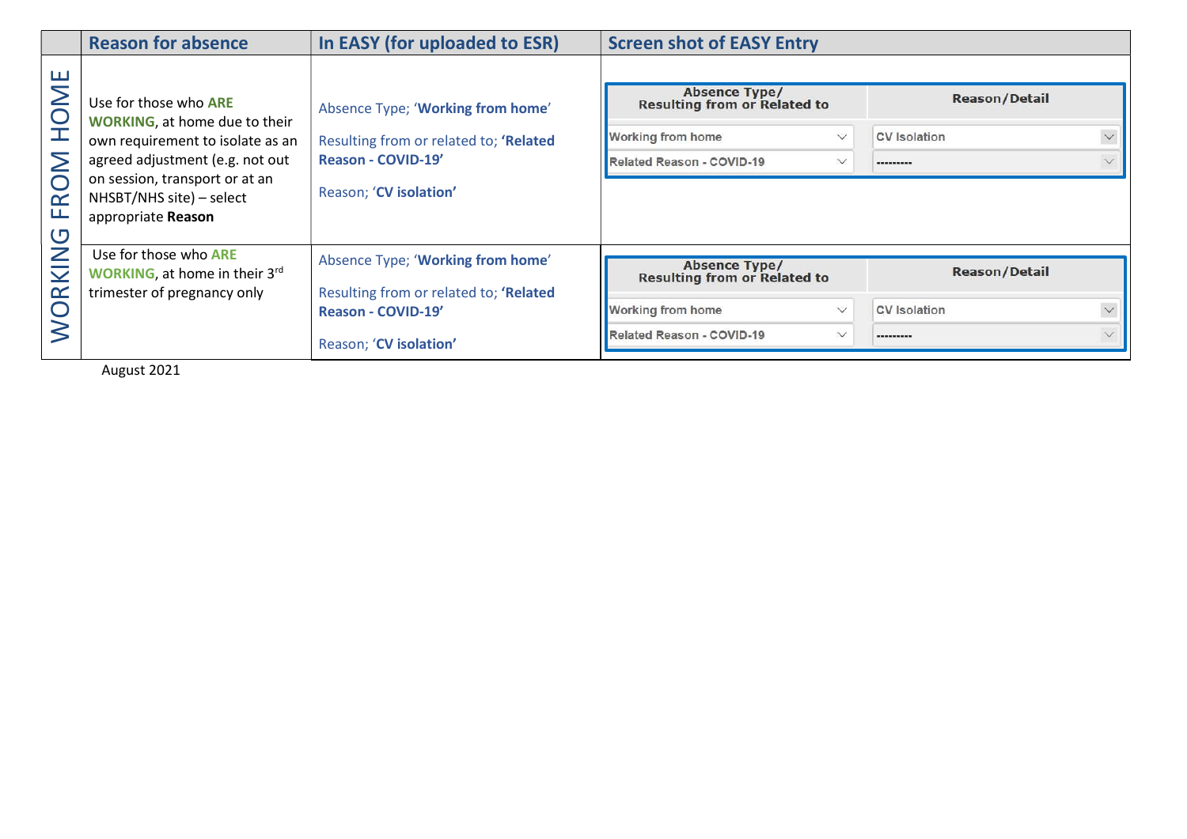| | Reason for absence | In EASY (for uploaded to ESR) | Screen shot of EASY Entry |
|---|---|---|---|
| WORKING FROM HOME | Use for those who **ARE WORKING**, at home due to their own requirement to isolate as an agreed adjustment (e.g. not out on session, transport or at an NHSBT/NHS site) – select appropriate **Reason** | Absence Type; '**Working from home**'<br><br>Resulting from or related to; **'Related Reason - COVID-19'**<br><br>Reason; '**CV isolation'** | Absence Type/ Resulting from or Related to: Working from home; Related Reason - COVID-19<br>Reason/Detail: CV Isolation; --------- |
| WORKING FROM HOME | Use for those who **ARE WORKING**, at home in their 3rd trimester of pregnancy only | Absence Type; '**Working from home**'<br><br>Resulting from or related to; **'Related Reason - COVID-19'**<br><br>Reason; '**CV isolation'** | Absence Type/ Resulting from or Related to: Working from home; Related Reason - COVID-19<br>Reason/Detail: CV Isolation; --------- |

August 2021